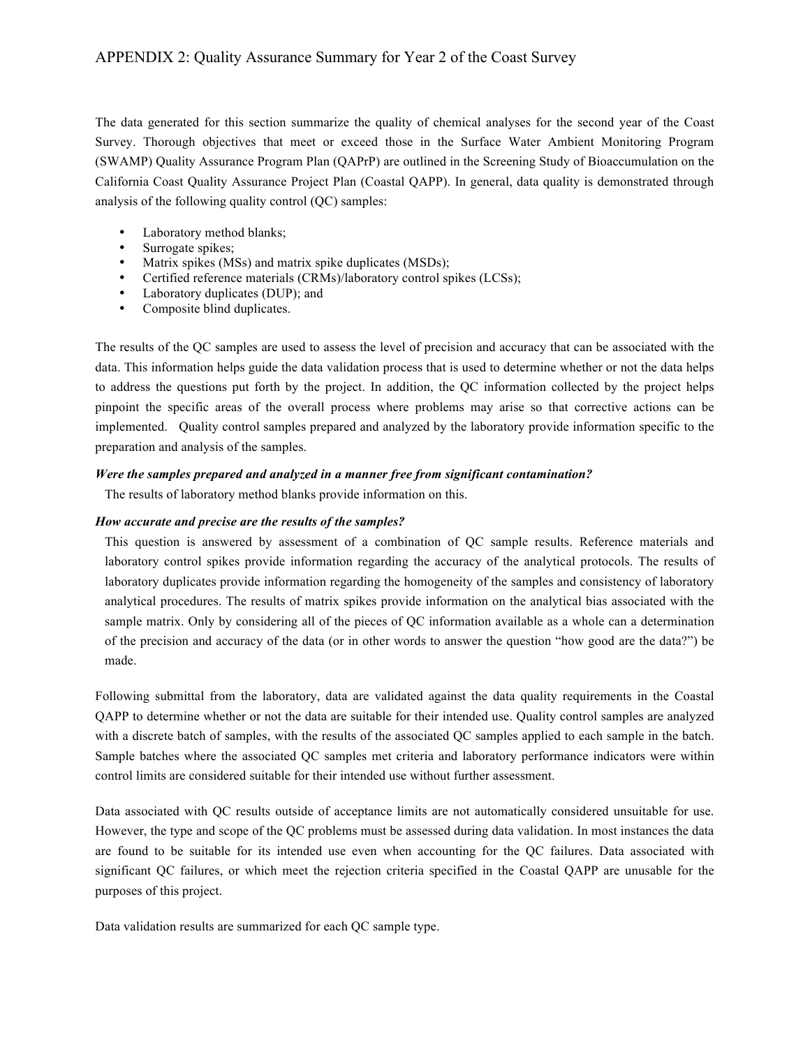# APPENDIX 2: Quality Assurance Summary for Year 2 of the Coast Survey

The data generated for this section summarize the quality of chemical analyses for the second year of the Coast Survey. Thorough objectives that meet or exceed those in the Surface Water Ambient Monitoring Program (SWAMP) Quality Assurance Program Plan (QAPrP) are outlined in the Screening Study of Bioaccumulation on the California Coast Quality Assurance Project Plan (Coastal QAPP). In general, data quality is demonstrated through analysis of the following quality control (QC) samples:

- Laboratory method blanks;
- Surrogate spikes;
- Matrix spikes (MSs) and matrix spike duplicates (MSDs);
- Certified reference materials (CRMs)/laboratory control spikes (LCSs);
- Laboratory duplicates (DUP); and
- Composite blind duplicates.

The results of the QC samples are used to assess the level of precision and accuracy that can be associated with the data. This information helps guide the data validation process that is used to determine whether or not the data helps to address the questions put forth by the project. In addition, the QC information collected by the project helps pinpoint the specific areas of the overall process where problems may arise so that corrective actions can be implemented. Quality control samples prepared and analyzed by the laboratory provide information specific to the preparation and analysis of the samples.

***Were the samples prepared and analyzed in a manner free from significant contamination?***

The results of laboratory method blanks provide information on this.

***How accurate and precise are the results of the samples?***

This question is answered by assessment of a combination of QC sample results. Reference materials and laboratory control spikes provide information regarding the accuracy of the analytical protocols. The results of laboratory duplicates provide information regarding the homogeneity of the samples and consistency of laboratory analytical procedures. The results of matrix spikes provide information on the analytical bias associated with the sample matrix. Only by considering all of the pieces of QC information available as a whole can a determination of the precision and accuracy of the data (or in other words to answer the question "how good are the data?") be made.

Following submittal from the laboratory, data are validated against the data quality requirements in the Coastal QAPP to determine whether or not the data are suitable for their intended use. Quality control samples are analyzed with a discrete batch of samples, with the results of the associated QC samples applied to each sample in the batch. Sample batches where the associated QC samples met criteria and laboratory performance indicators were within control limits are considered suitable for their intended use without further assessment.

Data associated with QC results outside of acceptance limits are not automatically considered unsuitable for use. However, the type and scope of the QC problems must be assessed during data validation. In most instances the data are found to be suitable for its intended use even when accounting for the QC failures. Data associated with significant QC failures, or which meet the rejection criteria specified in the Coastal QAPP are unusable for the purposes of this project.

Data validation results are summarized for each QC sample type.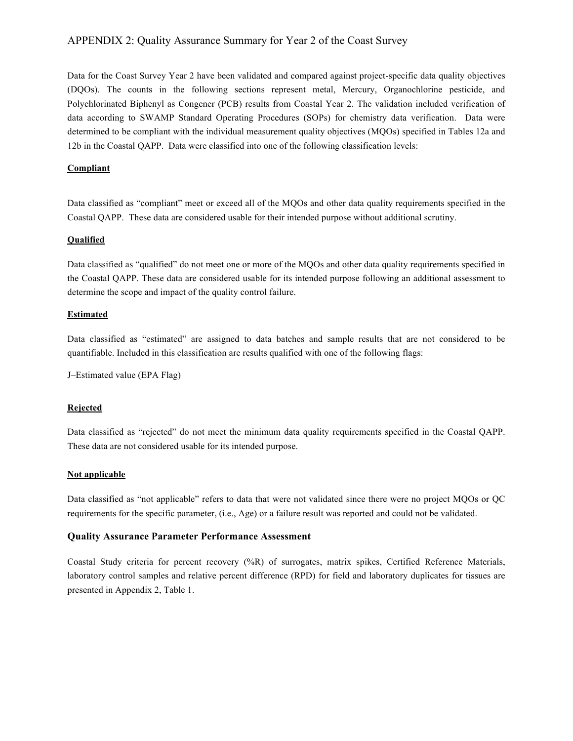## APPENDIX 2: Quality Assurance Summary for Year 2 of the Coast Survey

Data for the Coast Survey Year 2 have been validated and compared against project-specific data quality objectives (DQOs). The counts in the following sections represent metal, Mercury, Organochlorine pesticide, and Polychlorinated Biphenyl as Congener (PCB) results from Coastal Year 2. The validation included verification of data according to SWAMP Standard Operating Procedures (SOPs) for chemistry data verification. Data were determined to be compliant with the individual measurement quality objectives (MQOs) specified in Tables 12a and 12b in the Coastal QAPP. Data were classified into one of the following classification levels:

**Compliant**

Data classified as "compliant" meet or exceed all of the MQOs and other data quality requirements specified in the Coastal QAPP. These data are considered usable for their intended purpose without additional scrutiny.

**Qualified**

Data classified as "qualified" do not meet one or more of the MQOs and other data quality requirements specified in the Coastal QAPP. These data are considered usable for its intended purpose following an additional assessment to determine the scope and impact of the quality control failure.

**Estimated**

Data classified as "estimated" are assigned to data batches and sample results that are not considered to be quantifiable. Included in this classification are results qualified with one of the following flags:

J–Estimated value (EPA Flag)

**Rejected**

Data classified as "rejected" do not meet the minimum data quality requirements specified in the Coastal QAPP. These data are not considered usable for its intended purpose.

**Not applicable**

Data classified as "not applicable" refers to data that were not validated since there were no project MQOs or QC requirements for the specific parameter, (i.e., Age) or a failure result was reported and could not be validated.

### Quality Assurance Parameter Performance Assessment

Coastal Study criteria for percent recovery (%R) of surrogates, matrix spikes, Certified Reference Materials, laboratory control samples and relative percent difference (RPD) for field and laboratory duplicates for tissues are presented in Appendix 2, Table 1.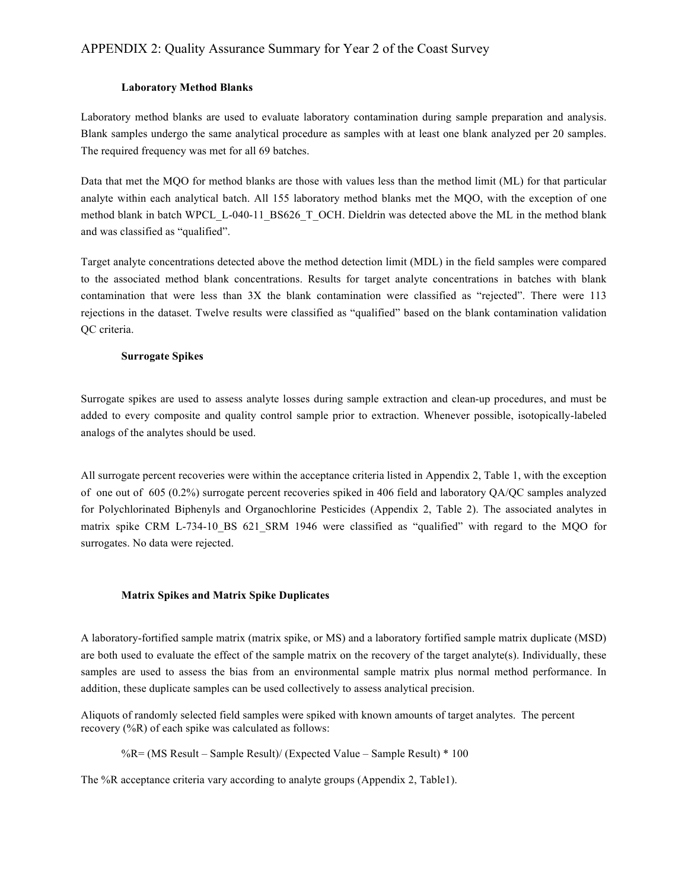# APPENDIX 2: Quality Assurance Summary for Year 2 of the Coast Survey

### Laboratory Method Blanks

Laboratory method blanks are used to evaluate laboratory contamination during sample preparation and analysis. Blank samples undergo the same analytical procedure as samples with at least one blank analyzed per 20 samples. The required frequency was met for all 69 batches.

Data that met the MQO for method blanks are those with values less than the method limit (ML) for that particular analyte within each analytical batch. All 155 laboratory method blanks met the MQO, with the exception of one method blank in batch WPCL_L-040-11_BS626_T_OCH. Dieldrin was detected above the ML in the method blank and was classified as "qualified".

Target analyte concentrations detected above the method detection limit (MDL) in the field samples were compared to the associated method blank concentrations. Results for target analyte concentrations in batches with blank contamination that were less than 3X the blank contamination were classified as "rejected". There were 113 rejections in the dataset. Twelve results were classified as "qualified" based on the blank contamination validation QC criteria.

### Surrogate Spikes

Surrogate spikes are used to assess analyte losses during sample extraction and clean-up procedures, and must be added to every composite and quality control sample prior to extraction. Whenever possible, isotopically-labeled analogs of the analytes should be used.

All surrogate percent recoveries were within the acceptance criteria listed in Appendix 2, Table 1, with the exception of one out of 605 (0.2%) surrogate percent recoveries spiked in 406 field and laboratory QA/QC samples analyzed for Polychlorinated Biphenyls and Organochlorine Pesticides (Appendix 2, Table 2). The associated analytes in matrix spike CRM L-734-10_BS 621_SRM 1946 were classified as "qualified" with regard to the MQO for surrogates. No data were rejected.

### Matrix Spikes and Matrix Spike Duplicates

A laboratory-fortified sample matrix (matrix spike, or MS) and a laboratory fortified sample matrix duplicate (MSD) are both used to evaluate the effect of the sample matrix on the recovery of the target analyte(s). Individually, these samples are used to assess the bias from an environmental sample matrix plus normal method performance. In addition, these duplicate samples can be used collectively to assess analytical precision.

Aliquots of randomly selected field samples were spiked with known amounts of target analytes. The percent recovery (%R) of each spike was calculated as follows:

$$\%R = (\text{MS Result} - \text{Sample Result}) / (\text{Expected Value} - \text{Sample Result}) * 100$$

The %R acceptance criteria vary according to analyte groups (Appendix 2, Table1).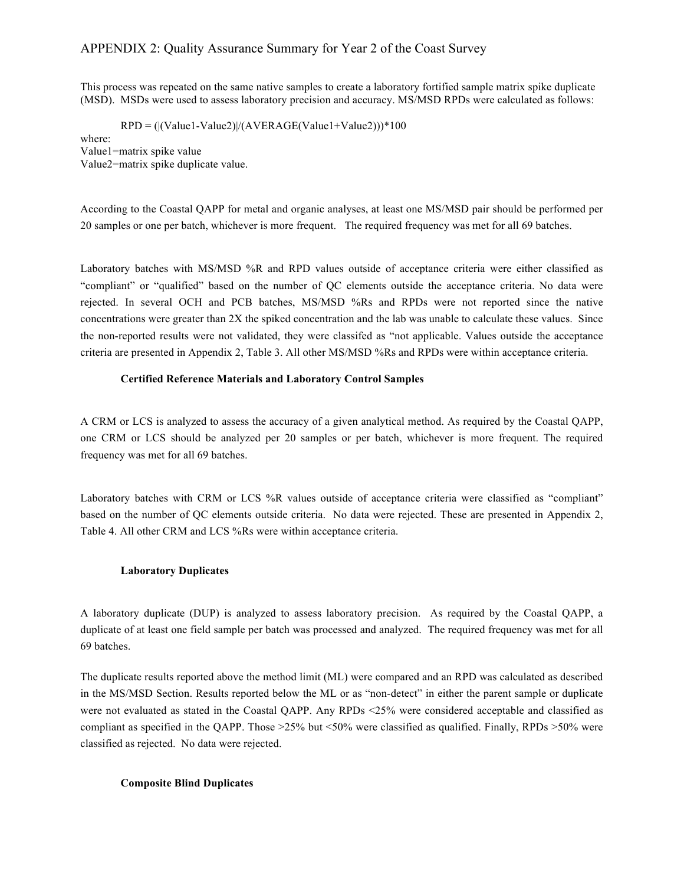This process was repeated on the same native samples to create a laboratory fortified sample matrix spike duplicate (MSD). MSDs were used to assess laboratory precision and accuracy. MS/MSD RPDs were calculated as follows:

RPD = (|(Value1-Value2)|/(AVERAGE(Value1+Value2)))*100

where:
Value1=matrix spike value
Value2=matrix spike duplicate value.

According to the Coastal QAPP for metal and organic analyses, at least one MS/MSD pair should be performed per 20 samples or one per batch, whichever is more frequent. The required frequency was met for all 69 batches.

Laboratory batches with MS/MSD %R and RPD values outside of acceptance criteria were either classified as "compliant" or "qualified" based on the number of QC elements outside the acceptance criteria. No data were rejected. In several OCH and PCB batches, MS/MSD %Rs and RPDs were not reported since the native concentrations were greater than 2X the spiked concentration and the lab was unable to calculate these values. Since the non-reported results were not validated, they were classifed as "not applicable. Values outside the acceptance criteria are presented in Appendix 2, Table 3. All other MS/MSD %Rs and RPDs were within acceptance criteria.

### Certified Reference Materials and Laboratory Control Samples

A CRM or LCS is analyzed to assess the accuracy of a given analytical method. As required by the Coastal QAPP, one CRM or LCS should be analyzed per 20 samples or per batch, whichever is more frequent. The required frequency was met for all 69 batches.

Laboratory batches with CRM or LCS %R values outside of acceptance criteria were classified as "compliant" based on the number of QC elements outside criteria. No data were rejected. These are presented in Appendix 2, Table 4. All other CRM and LCS %Rs were within acceptance criteria.

### Laboratory Duplicates

A laboratory duplicate (DUP) is analyzed to assess laboratory precision. As required by the Coastal QAPP, a duplicate of at least one field sample per batch was processed and analyzed. The required frequency was met for all 69 batches.

The duplicate results reported above the method limit (ML) were compared and an RPD was calculated as described in the MS/MSD Section. Results reported below the ML or as "non-detect" in either the parent sample or duplicate were not evaluated as stated in the Coastal QAPP. Any RPDs <25% were considered acceptable and classified as compliant as specified in the QAPP. Those >25% but <50% were classified as qualified. Finally, RPDs >50% were classified as rejected. No data were rejected.

### Composite Blind Duplicates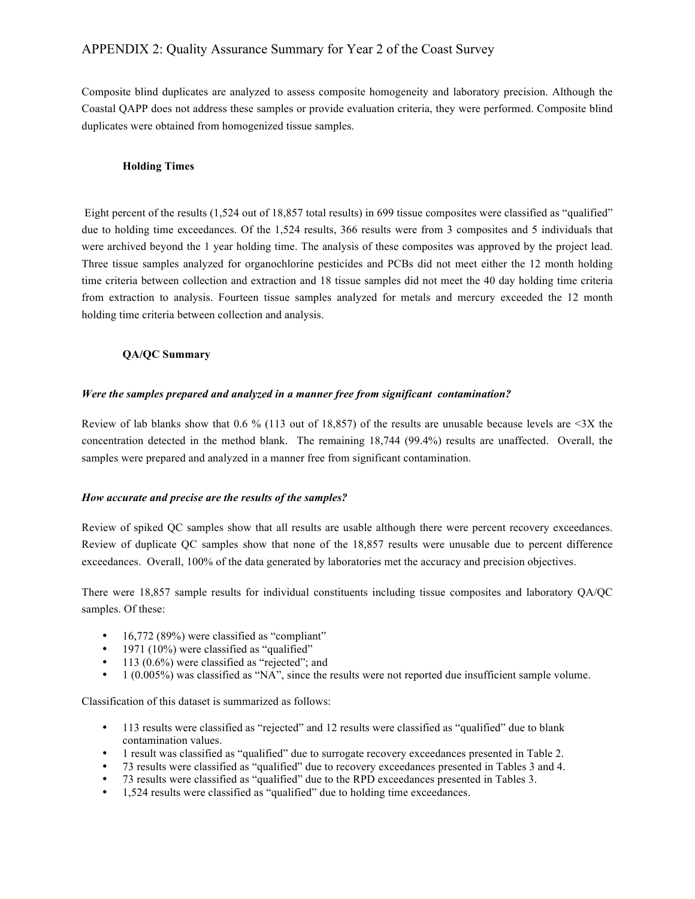# APPENDIX 2: Quality Assurance Summary for Year 2 of the Coast Survey

Composite blind duplicates are analyzed to assess composite homogeneity and laboratory precision. Although the Coastal QAPP does not address these samples or provide evaluation criteria, they were performed. Composite blind duplicates were obtained from homogenized tissue samples.

### Holding Times

Eight percent of the results (1,524 out of 18,857 total results) in 699 tissue composites were classified as "qualified" due to holding time exceedances. Of the 1,524 results, 366 results were from 3 composites and 5 individuals that were archived beyond the 1 year holding time. The analysis of these composites was approved by the project lead. Three tissue samples analyzed for organochlorine pesticides and PCBs did not meet either the 12 month holding time criteria between collection and extraction and 18 tissue samples did not meet the 40 day holding time criteria from extraction to analysis. Fourteen tissue samples analyzed for metals and mercury exceeded the 12 month holding time criteria between collection and analysis.

### QA/QC Summary

***Were the samples prepared and analyzed in a manner free from significant contamination?***

Review of lab blanks show that 0.6 % (113 out of 18,857) of the results are unusable because levels are <3X the concentration detected in the method blank. The remaining 18,744 (99.4%) results are unaffected. Overall, the samples were prepared and analyzed in a manner free from significant contamination.

***How accurate and precise are the results of the samples?***

Review of spiked QC samples show that all results are usable although there were percent recovery exceedances. Review of duplicate QC samples show that none of the 18,857 results were unusable due to percent difference exceedances. Overall, 100% of the data generated by laboratories met the accuracy and precision objectives.

There were 18,857 sample results for individual constituents including tissue composites and laboratory QA/QC samples. Of these:

- 16,772 (89%) were classified as "compliant"
- 1971 (10%) were classified as "qualified"
- 113 (0.6%) were classified as "rejected"; and
- 1 (0.005%) was classified as "NA", since the results were not reported due insufficient sample volume.

Classification of this dataset is summarized as follows:

- 113 results were classified as "rejected" and 12 results were classified as "qualified" due to blank contamination values.
- 1 result was classified as "qualified" due to surrogate recovery exceedances presented in Table 2.
- 73 results were classified as "qualified" due to recovery exceedances presented in Tables 3 and 4.
- 73 results were classified as "qualified" due to the RPD exceedances presented in Tables 3.
- 1,524 results were classified as "qualified" due to holding time exceedances.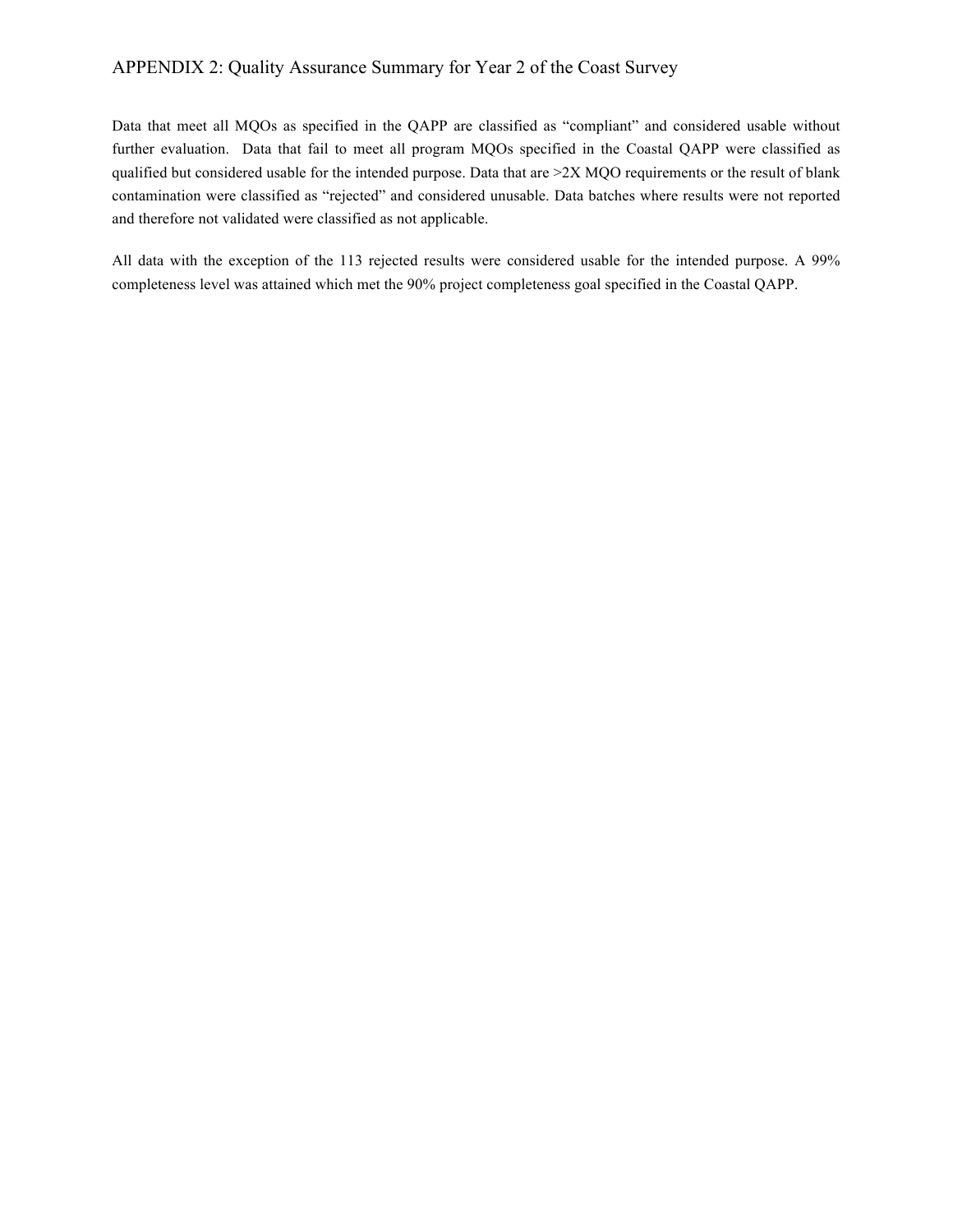## APPENDIX 2: Quality Assurance Summary for Year 2 of the Coast Survey

Data that meet all MQOs as specified in the QAPP are classified as "compliant" and considered usable without further evaluation. Data that fail to meet all program MQOs specified in the Coastal QAPP were classified as qualified but considered usable for the intended purpose. Data that are >2X MQO requirements or the result of blank contamination were classified as "rejected" and considered unusable. Data batches where results were not reported and therefore not validated were classified as not applicable.

All data with the exception of the 113 rejected results were considered usable for the intended purpose. A 99% completeness level was attained which met the 90% project completeness goal specified in the Coastal QAPP.